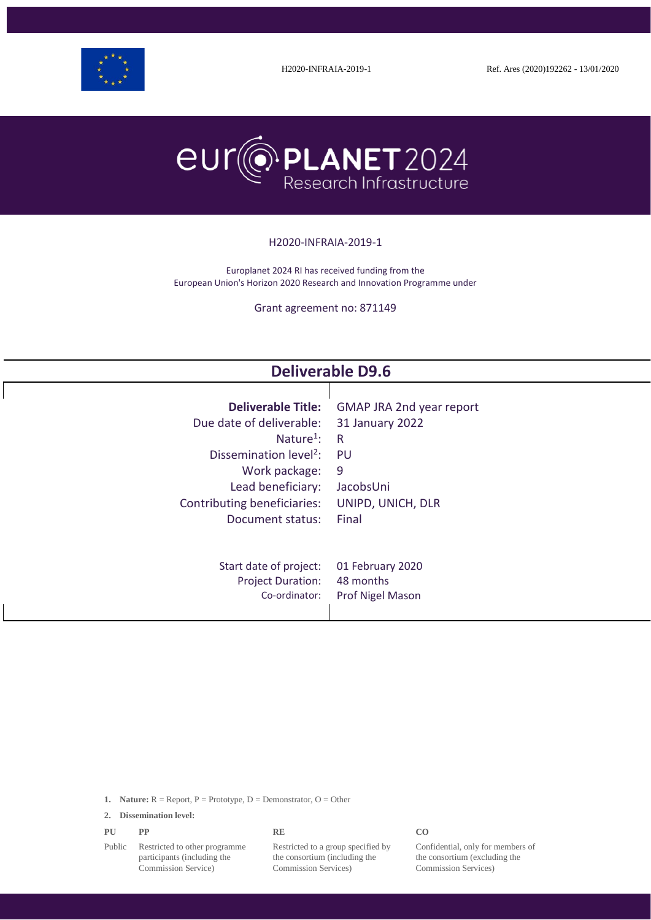H2020-INFRAIA-2019-1 Ref. Ares (2020)192262 - 13/01/2020

H2020-INFRAIA-2019-1

Europlanet 2024 RI has received funding from the European Union's Horizon 2020 Research and Innovation Programme under

Grant agreement no: 871149

# Deliverable D9.6

| | |
|---|---|
| **Deliverable Title:** | GMAP JRA 2nd year report |
| Due date of deliverable: | 31 January 2022 |
| Nature[1]: | R |
| Dissemination level[2]: | PU |
| Work package: | 9 |
| Lead beneficiary: | JacobsUni |
| Contributing beneficiaries: | UNIPD, UNICH, DLR |
| Document status: | Final |
| | |
| Start date of project: | 01 February 2020 |
| Project Duration: | 48 months |
| Co-ordinator: | Prof Nigel Mason |

1. **Nature:** R = Report, P = Prototype, D = Demonstrator, O = Other

2. **Dissemination level:**

| PU | PP | RE | CO |
|---|---|---|---|
| Public | Restricted to other programme participants (including the Commission Service) | Restricted to a group specified by the consortium (including the Commission Services) | Confidential, only for members of the consortium (excluding the Commission Services) |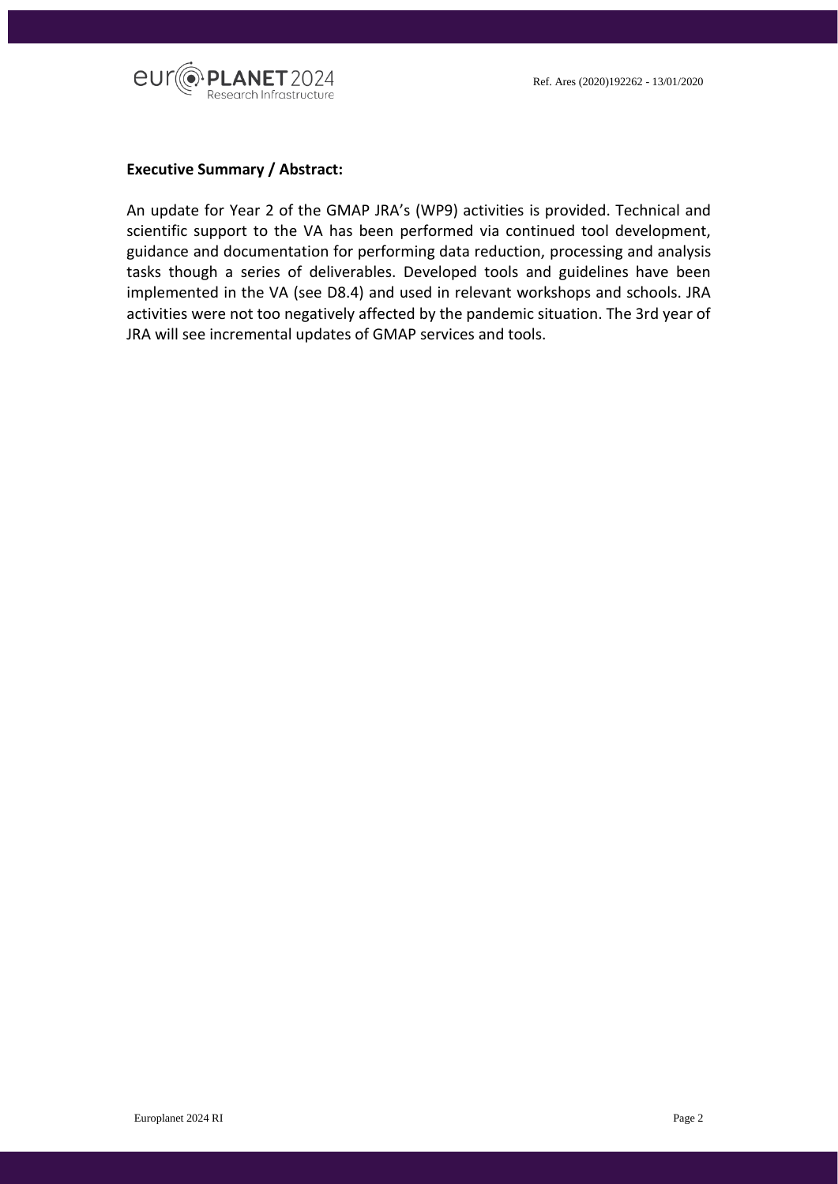**Executive Summary / Abstract:**

An update for Year 2 of the GMAP JRA's (WP9) activities is provided. Technical and scientific support to the VA has been performed via continued tool development, guidance and documentation for performing data reduction, processing and analysis tasks though a series of deliverables. Developed tools and guidelines have been implemented in the VA (see D8.4) and used in relevant workshops and schools. JRA activities were not too negatively affected by the pandemic situation. The 3rd year of JRA will see incremental updates of GMAP services and tools.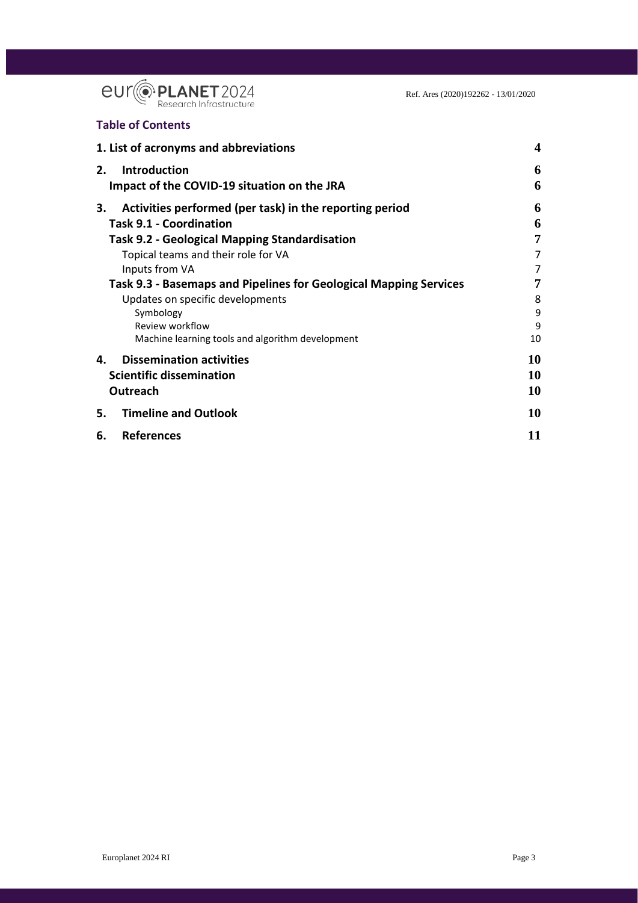**Table of Contents**

| | |
|---|---|
| **1. List of acronyms and abbreviations** | **4** |
| **2. Introduction** | **6** |
| **Impact of the COVID-19 situation on the JRA** | **6** |
| **3. Activities performed (per task) in the reporting period** | **6** |
| **Task 9.1 - Coordination** | **6** |
| **Task 9.2 - Geological Mapping Standardisation** | **7** |
| Topical teams and their role for VA | 7 |
| Inputs from VA | 7 |
| **Task 9.3 - Basemaps and Pipelines for Geological Mapping Services** | **7** |
| Updates on specific developments | 8 |
| Symbology | 9 |
| Review workflow | 9 |
| Machine learning tools and algorithm development | 10 |
| **4. Dissemination activities** | **10** |
| **Scientific dissemination** | **10** |
| **Outreach** | **10** |
| **5. Timeline and Outlook** | **10** |
| **6. References** | **11** |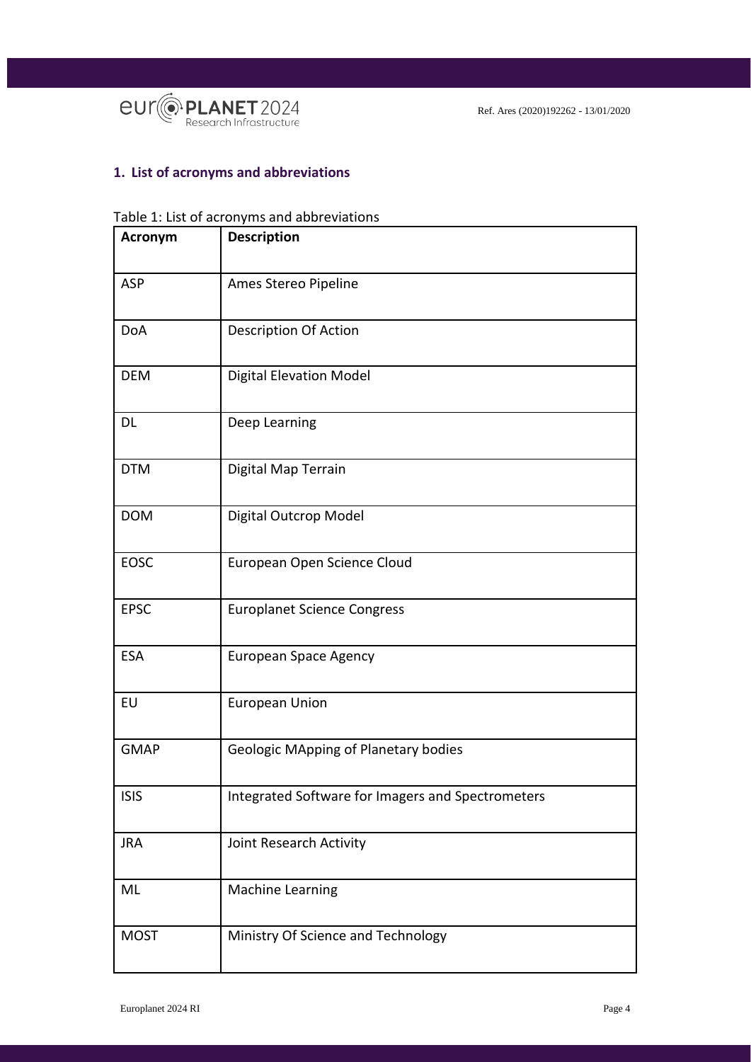## 1. List of acronyms and abbreviations

Table 1: List of acronyms and abbreviations

| Acronym | Description |
|---|---|
| ASP | Ames Stereo Pipeline |
| DoA | Description Of Action |
| DEM | Digital Elevation Model |
| DL | Deep Learning |
| DTM | Digital Map Terrain |
| DOM | Digital Outcrop Model |
| EOSC | European Open Science Cloud |
| EPSC | Europlanet Science Congress |
| ESA | European Space Agency |
| EU | European Union |
| GMAP | Geologic MApping of Planetary bodies |
| ISIS | Integrated Software for Imagers and Spectrometers |
| JRA | Joint Research Activity |
| ML | Machine Learning |
| MOST | Ministry Of Science and Technology |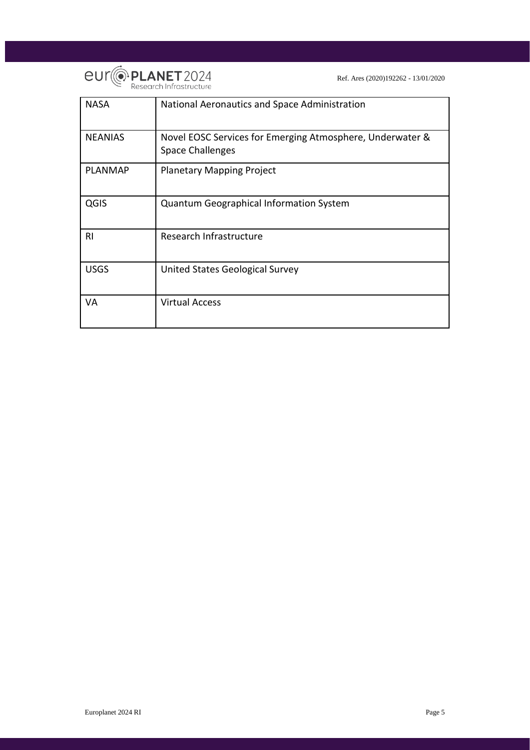| NASA | National Aeronautics and Space Administration |
|---|---|
| NEANIAS | Novel EOSC Services for Emerging Atmosphere, Underwater & Space Challenges |
| PLANMAP | Planetary Mapping Project |
| QGIS | Quantum Geographical Information System |
| RI | Research Infrastructure |
| USGS | United States Geological Survey |
| VA | Virtual Access |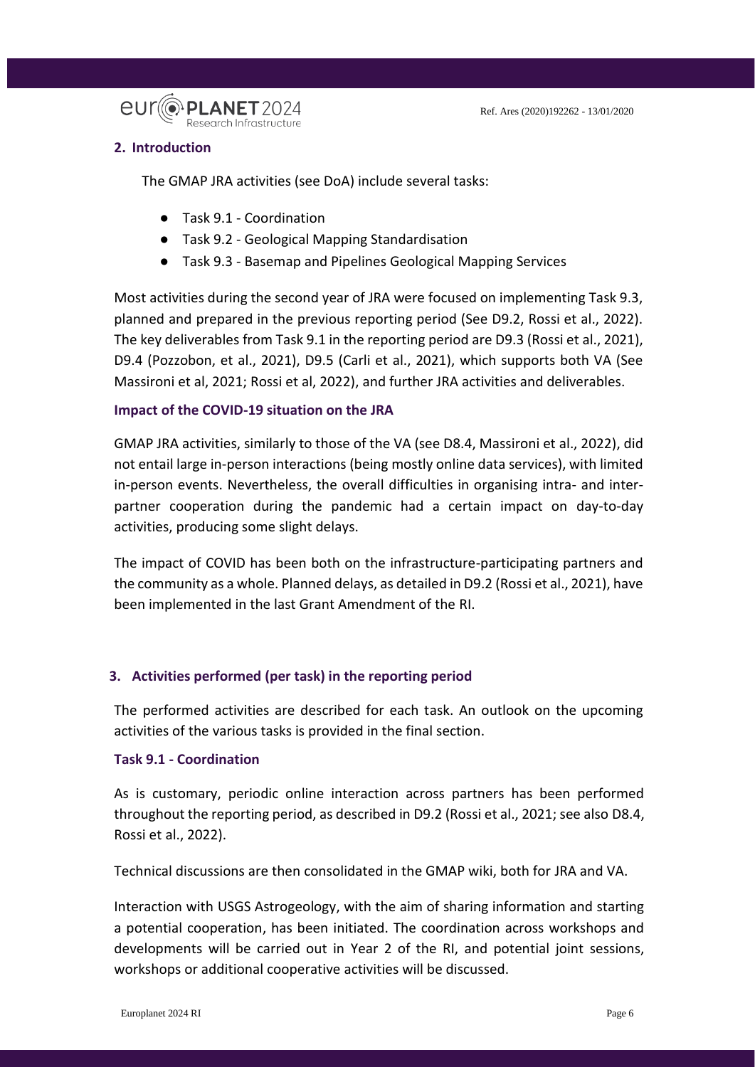## 2. Introduction

The GMAP JRA activities (see DoA) include several tasks:

- Task 9.1 - Coordination
- Task 9.2 - Geological Mapping Standardisation
- Task 9.3 - Basemap and Pipelines Geological Mapping Services

Most activities during the second year of JRA were focused on implementing Task 9.3, planned and prepared in the previous reporting period (See D9.2, Rossi et al., 2022). The key deliverables from Task 9.1 in the reporting period are D9.3 (Rossi et al., 2021), D9.4 (Pozzobon, et al., 2021), D9.5 (Carli et al., 2021), which supports both VA (See Massironi et al, 2021; Rossi et al, 2022), and further JRA activities and deliverables.

### Impact of the COVID-19 situation on the JRA

GMAP JRA activities, similarly to those of the VA (see D8.4, Massironi et al., 2022), did not entail large in-person interactions (being mostly online data services), with limited in-person events. Nevertheless, the overall difficulties in organising intra- and inter-partner cooperation during the pandemic had a certain impact on day-to-day activities, producing some slight delays.

The impact of COVID has been both on the infrastructure-participating partners and the community as a whole. Planned delays, as detailed in D9.2 (Rossi et al., 2021), have been implemented in the last Grant Amendment of the RI.

## 3. Activities performed (per task) in the reporting period

The performed activities are described for each task. An outlook on the upcoming activities of the various tasks is provided in the final section.

### Task 9.1 - Coordination

As is customary, periodic online interaction across partners has been performed throughout the reporting period, as described in D9.2 (Rossi et al., 2021; see also D8.4, Rossi et al., 2022).

Technical discussions are then consolidated in the GMAP wiki, both for JRA and VA.

Interaction with USGS Astrogeology, with the aim of sharing information and starting a potential cooperation, has been initiated. The coordination across workshops and developments will be carried out in Year 2 of the RI, and potential joint sessions, workshops or additional cooperative activities will be discussed.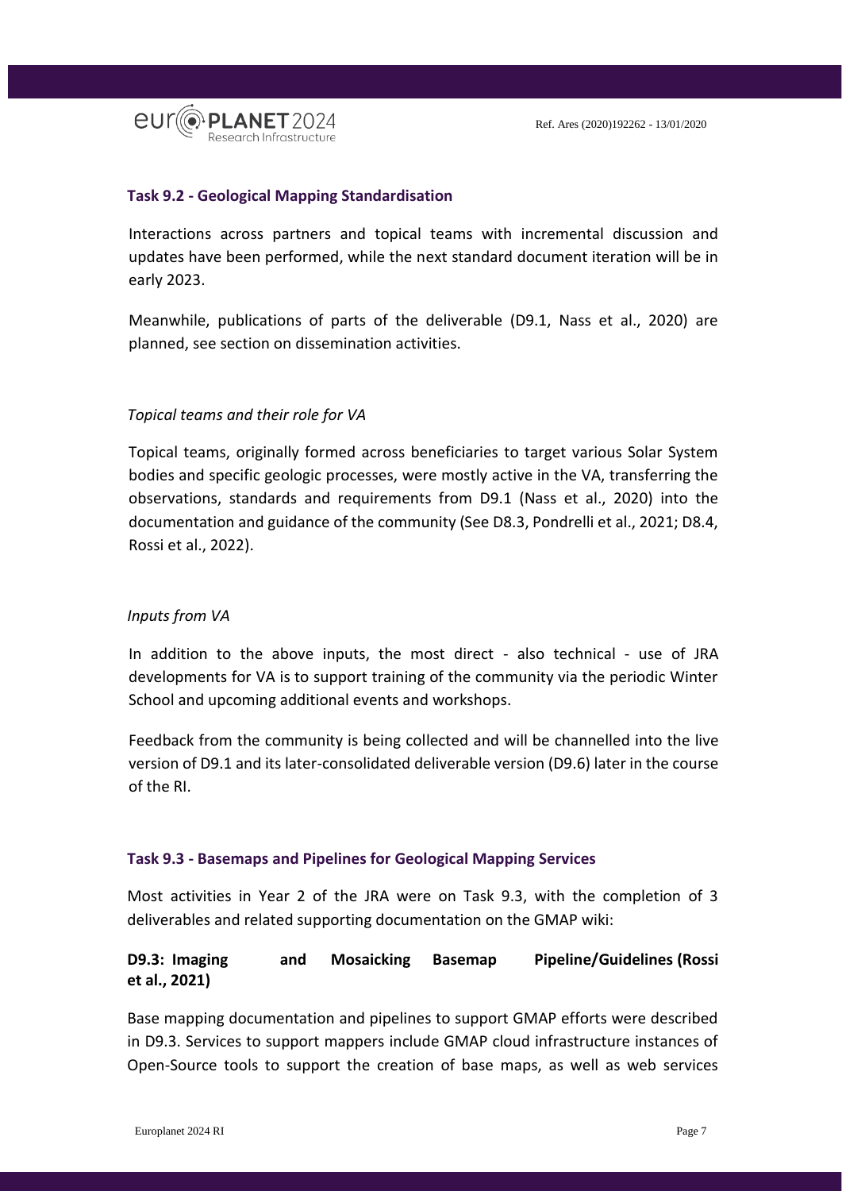### Task 9.2 - Geological Mapping Standardisation

Interactions across partners and topical teams with incremental discussion and updates have been performed, while the next standard document iteration will be in early 2023.

Meanwhile, publications of parts of the deliverable (D9.1, Nass et al., 2020) are planned, see section on dissemination activities.

*Topical teams and their role for VA*

Topical teams, originally formed across beneficiaries to target various Solar System bodies and specific geologic processes, were mostly active in the VA, transferring the observations, standards and requirements from D9.1 (Nass et al., 2020) into the documentation and guidance of the community (See D8.3, Pondrelli et al., 2021; D8.4, Rossi et al., 2022).

*Inputs from VA*

In addition to the above inputs, the most direct - also technical - use of JRA developments for VA is to support training of the community via the periodic Winter School and upcoming additional events and workshops.

Feedback from the community is being collected and will be channelled into the live version of D9.1 and its later-consolidated deliverable version (D9.6) later in the course of the RI.

### Task 9.3 - Basemaps and Pipelines for Geological Mapping Services

Most activities in Year 2 of the JRA were on Task 9.3, with the completion of 3 deliverables and related supporting documentation on the GMAP wiki:

**D9.3: Imaging and Mosaicking Basemap Pipeline/Guidelines (Rossi et al., 2021)**

Base mapping documentation and pipelines to support GMAP efforts were described in D9.3. Services to support mappers include GMAP cloud infrastructure instances of Open-Source tools to support the creation of base maps, as well as web services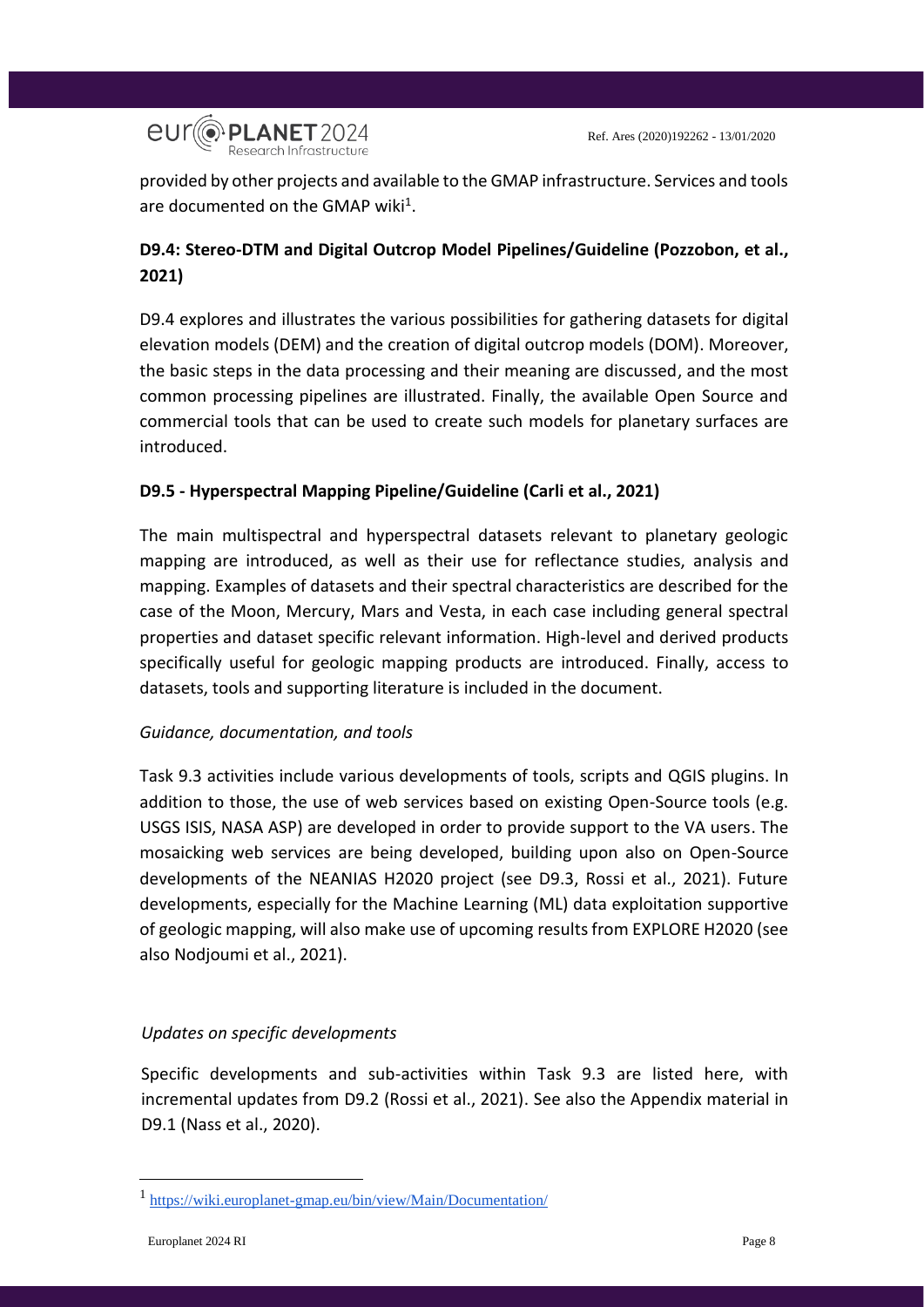provided by other projects and available to the GMAP infrastructure. Services and tools are documented on the GMAP wiki[1].

**D9.4: Stereo-DTM and Digital Outcrop Model Pipelines/Guideline (Pozzobon, et al., 2021)**

D9.4 explores and illustrates the various possibilities for gathering datasets for digital elevation models (DEM) and the creation of digital outcrop models (DOM). Moreover, the basic steps in the data processing and their meaning are discussed, and the most common processing pipelines are illustrated. Finally, the available Open Source and commercial tools that can be used to create such models for planetary surfaces are introduced.

**D9.5 - Hyperspectral Mapping Pipeline/Guideline (Carli et al., 2021)**

The main multispectral and hyperspectral datasets relevant to planetary geologic mapping are introduced, as well as their use for reflectance studies, analysis and mapping. Examples of datasets and their spectral characteristics are described for the case of the Moon, Mercury, Mars and Vesta, in each case including general spectral properties and dataset specific relevant information. High-level and derived products specifically useful for geologic mapping products are introduced. Finally, access to datasets, tools and supporting literature is included in the document.

*Guidance, documentation, and tools*

Task 9.3 activities include various developments of tools, scripts and QGIS plugins. In addition to those, the use of web services based on existing Open-Source tools (e.g. USGS ISIS, NASA ASP) are developed in order to provide support to the VA users. The mosaicking web services are being developed, building upon also on Open-Source developments of the NEANIAS H2020 project (see D9.3, Rossi et al., 2021). Future developments, especially for the Machine Learning (ML) data exploitation supportive of geologic mapping, will also make use of upcoming results from EXPLORE H2020 (see also Nodjoumi et al., 2021).

*Updates on specific developments*

Specific developments and sub-activities within Task 9.3 are listed here, with incremental updates from D9.2 (Rossi et al., 2021). See also the Appendix material in D9.1 (Nass et al., 2020).

[1] https://wiki.europlanet-gmap.eu/bin/view/Main/Documentation/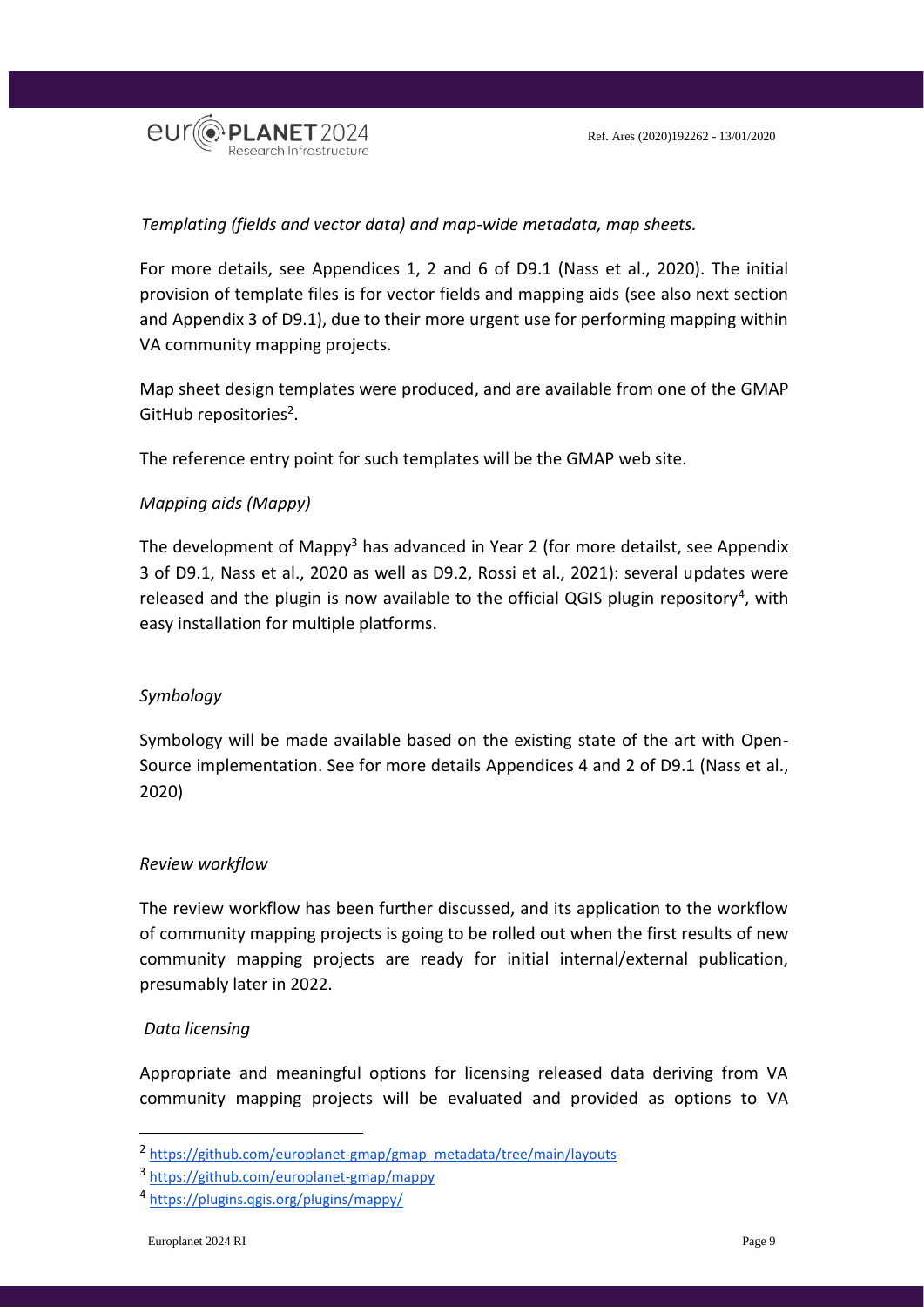*Templating (fields and vector data) and map-wide metadata, map sheets.*

For more details, see Appendices 1, 2 and 6 of D9.1 (Nass et al., 2020). The initial provision of template files is for vector fields and mapping aids (see also next section and Appendix 3 of D9.1), due to their more urgent use for performing mapping within VA community mapping projects.

Map sheet design templates were produced, and are available from one of the GMAP GitHub repositories[2].

The reference entry point for such templates will be the GMAP web site.

*Mapping aids (Mappy)*

The development of Mappy[3] has advanced in Year 2 (for more detailst, see Appendix 3 of D9.1, Nass et al., 2020 as well as D9.2, Rossi et al., 2021): several updates were released and the plugin is now available to the official QGIS plugin repository[4], with easy installation for multiple platforms.

*Symbology*

Symbology will be made available based on the existing state of the art with Open-Source implementation. See for more details Appendices 4 and 2 of D9.1 (Nass et al., 2020)

*Review workflow*

The review workflow has been further discussed, and its application to the workflow of community mapping projects is going to be rolled out when the first results of new community mapping projects are ready for initial internal/external publication, presumably later in 2022.

*Data licensing*

Appropriate and meaningful options for licensing released data deriving from VA community mapping projects will be evaluated and provided as options to VA

---

[2] https://github.com/europlanet-gmap/gmap_metadata/tree/main/layouts

[3] https://github.com/europlanet-gmap/mappy

[4] https://plugins.qgis.org/plugins/mappy/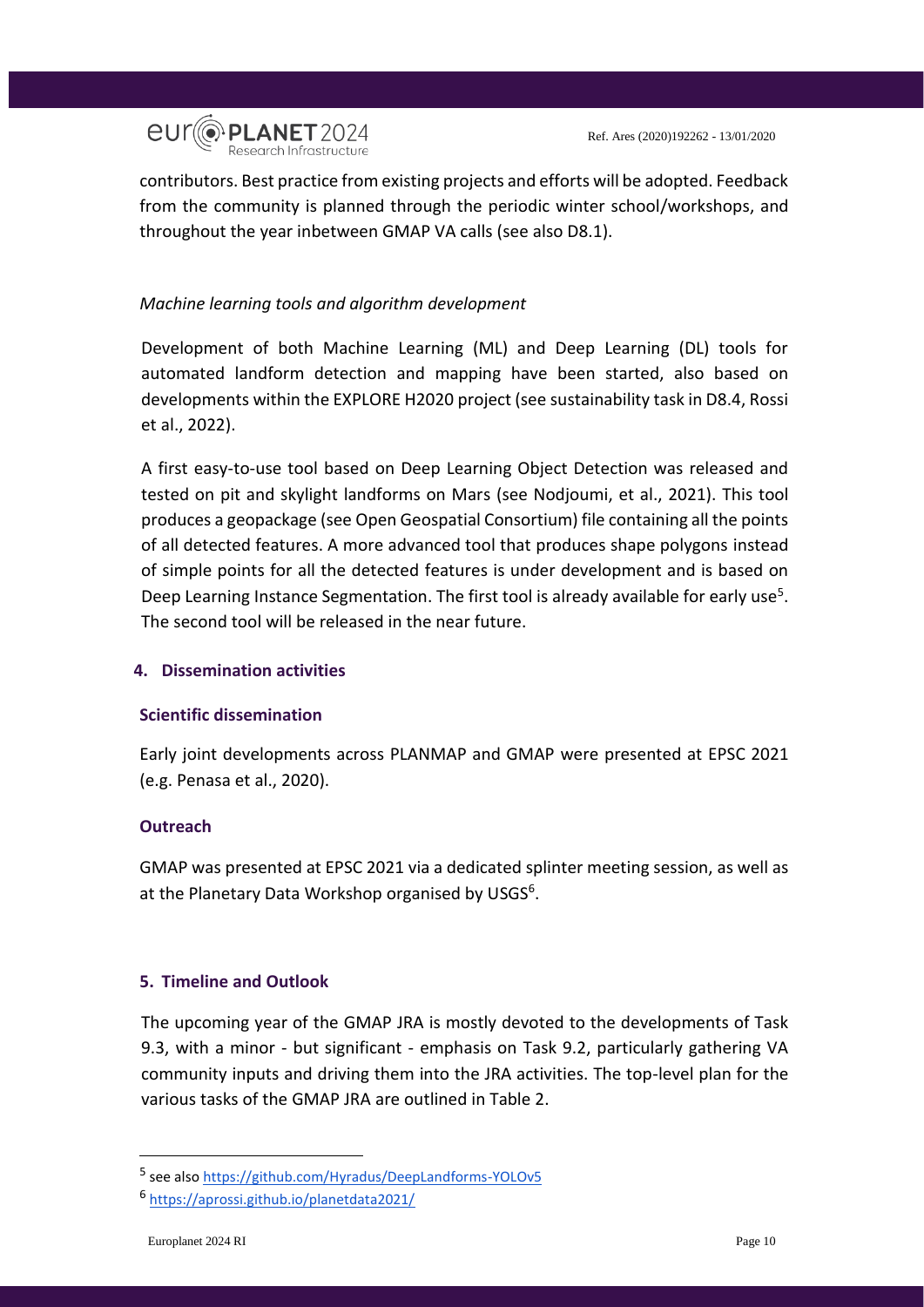contributors. Best practice from existing projects and efforts will be adopted. Feedback from the community is planned through the periodic winter school/workshops, and throughout the year inbetween GMAP VA calls (see also D8.1).

*Machine learning tools and algorithm development*

Development of both Machine Learning (ML) and Deep Learning (DL) tools for automated landform detection and mapping have been started, also based on developments within the EXPLORE H2020 project (see sustainability task in D8.4, Rossi et al., 2022).

A first easy-to-use tool based on Deep Learning Object Detection was released and tested on pit and skylight landforms on Mars (see Nodjoumi, et al., 2021). This tool produces a geopackage (see Open Geospatial Consortium) file containing all the points of all detected features. A more advanced tool that produces shape polygons instead of simple points for all the detected features is under development and is based on Deep Learning Instance Segmentation. The first tool is already available for early use[5]. The second tool will be released in the near future.

## 4. Dissemination activities

### Scientific dissemination

Early joint developments across PLANMAP and GMAP were presented at EPSC 2021 (e.g. Penasa et al., 2020).

### Outreach

GMAP was presented at EPSC 2021 via a dedicated splinter meeting session, as well as at the Planetary Data Workshop organised by USGS[6].

## 5. Timeline and Outlook

The upcoming year of the GMAP JRA is mostly devoted to the developments of Task 9.3, with a minor - but significant - emphasis on Task 9.2, particularly gathering VA community inputs and driving them into the JRA activities. The top-level plan for the various tasks of the GMAP JRA are outlined in Table 2.

---

[5] see also https://github.com/Hyradus/DeepLandforms-YOLOv5

[6] https://aprossi.github.io/planetdata2021/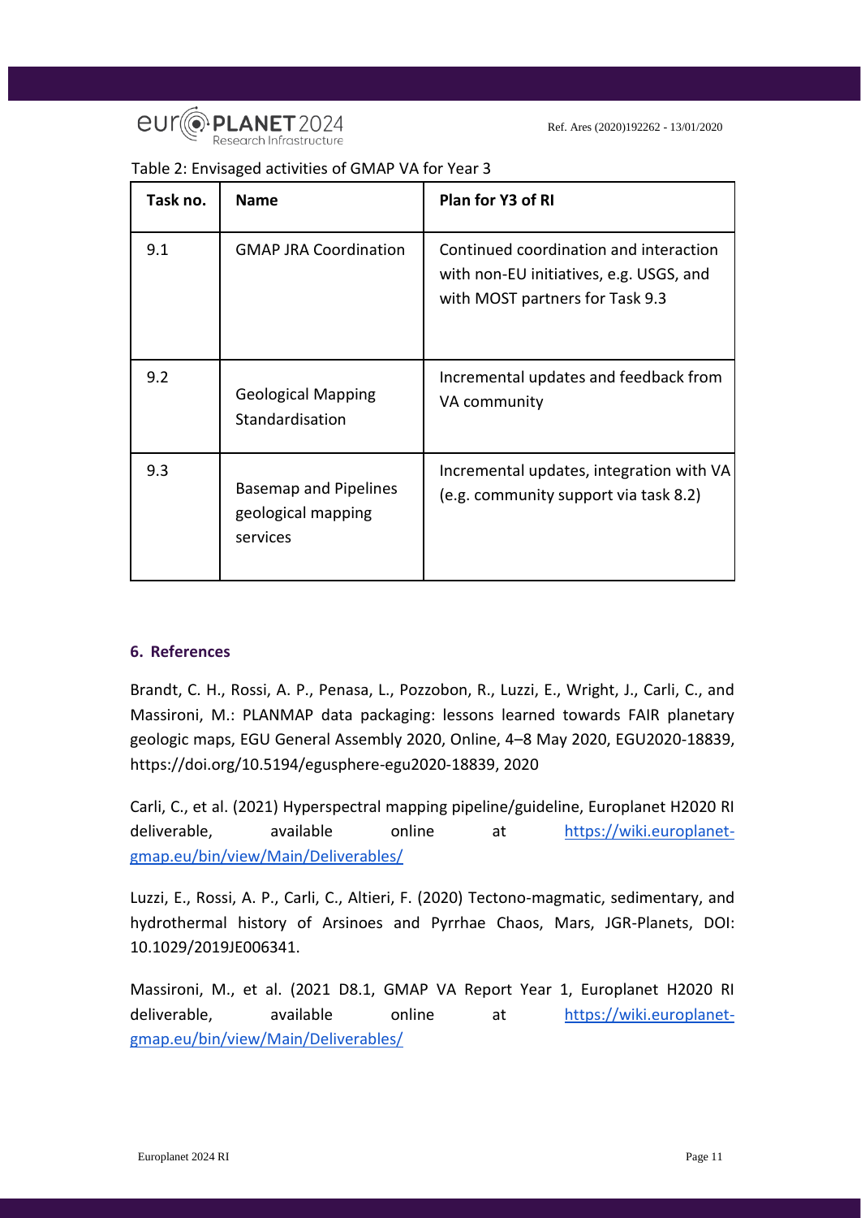Table 2: Envisaged activities of GMAP VA for Year 3

| Task no. | Name | Plan for Y3 of RI |
|---|---|---|
| 9.1 | GMAP JRA Coordination | Continued coordination and interaction with non-EU initiatives, e.g. USGS, and with MOST partners for Task 9.3 |
| 9.2 | Geological Mapping Standardisation | Incremental updates and feedback from VA community |
| 9.3 | Basemap and Pipelines geological mapping services | Incremental updates, integration with VA (e.g. community support via task 8.2) |

## 6. References

Brandt, C. H., Rossi, A. P., Penasa, L., Pozzobon, R., Luzzi, E., Wright, J., Carli, C., and Massironi, M.: PLANMAP data packaging: lessons learned towards FAIR planetary geologic maps, EGU General Assembly 2020, Online, 4–8 May 2020, EGU2020-18839, https://doi.org/10.5194/egusphere-egu2020-18839, 2020

Carli, C., et al. (2021) Hyperspectral mapping pipeline/guideline, Europlanet H2020 RI deliverable, available online at https://wiki.europlanet-gmap.eu/bin/view/Main/Deliverables/

Luzzi, E., Rossi, A. P., Carli, C., Altieri, F. (2020) Tectono-magmatic, sedimentary, and hydrothermal history of Arsinoes and Pyrrhae Chaos, Mars, JGR-Planets, DOI: 10.1029/2019JE006341.

Massironi, M., et al. (2021 D8.1, GMAP VA Report Year 1, Europlanet H2020 RI deliverable, available online at https://wiki.europlanet-gmap.eu/bin/view/Main/Deliverables/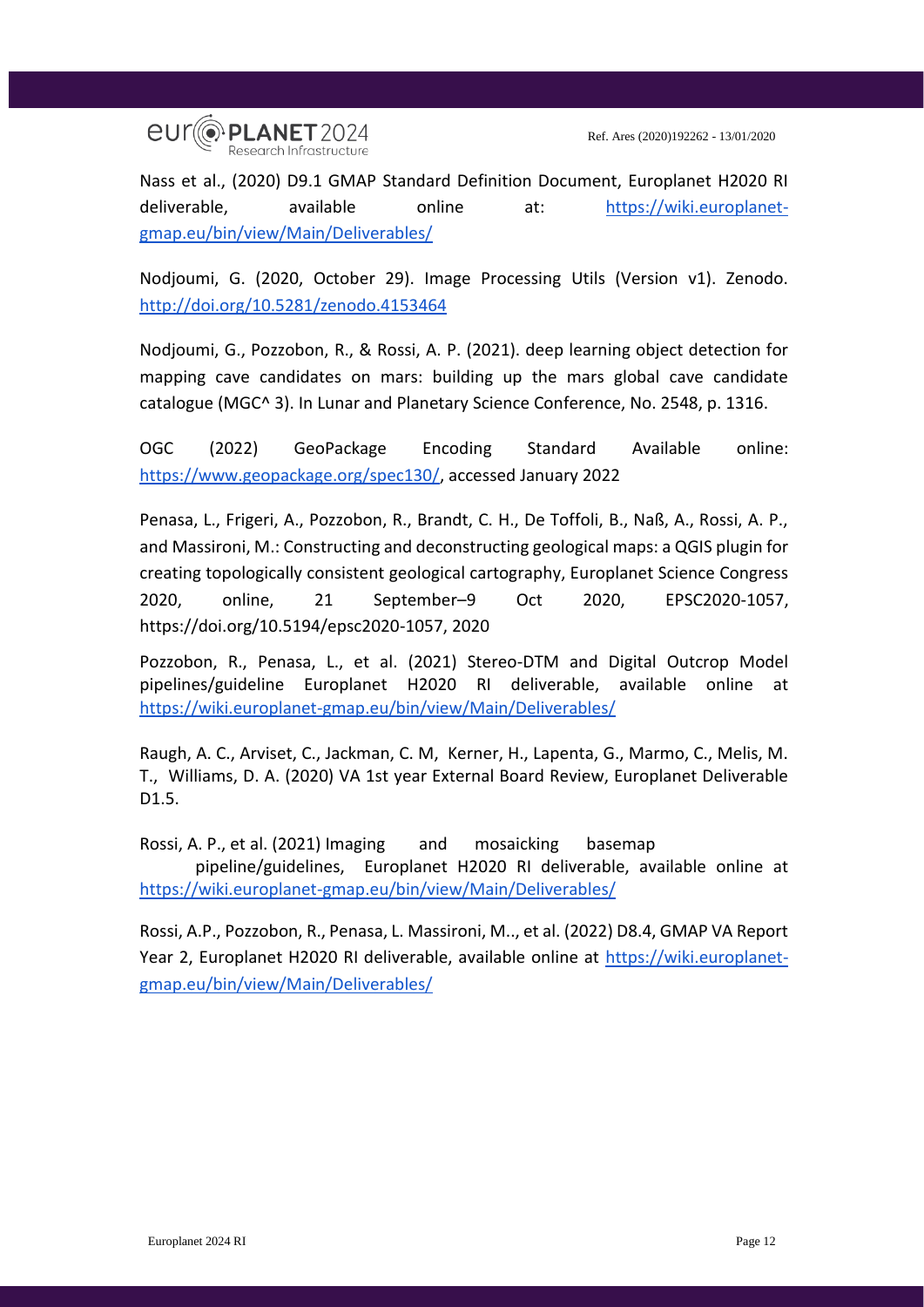Nass et al., (2020) D9.1 GMAP Standard Definition Document, Europlanet H2020 RI deliverable, available online at: https://wiki.europlanet-gmap.eu/bin/view/Main/Deliverables/

Nodjoumi, G. (2020, October 29). Image Processing Utils (Version v1). Zenodo. http://doi.org/10.5281/zenodo.4153464

Nodjoumi, G., Pozzobon, R., & Rossi, A. P. (2021). deep learning object detection for mapping cave candidates on mars: building up the mars global cave candidate catalogue (MGC^ 3). In Lunar and Planetary Science Conference, No. 2548, p. 1316.

OGC (2022) GeoPackage Encoding Standard Available online: https://www.geopackage.org/spec130/, accessed January 2022

Penasa, L., Frigeri, A., Pozzobon, R., Brandt, C. H., De Toffoli, B., Naß, A., Rossi, A. P., and Massironi, M.: Constructing and deconstructing geological maps: a QGIS plugin for creating topologically consistent geological cartography, Europlanet Science Congress 2020, online, 21 September–9 Oct 2020, EPSC2020-1057, https://doi.org/10.5194/epsc2020-1057, 2020

Pozzobon, R., Penasa, L., et al. (2021) Stereo-DTM and Digital Outcrop Model pipelines/guideline Europlanet H2020 RI deliverable, available online at https://wiki.europlanet-gmap.eu/bin/view/Main/Deliverables/

Raugh, A. C., Arviset, C., Jackman, C. M, Kerner, H., Lapenta, G., Marmo, C., Melis, M. T., Williams, D. A. (2020) VA 1st year External Board Review, Europlanet Deliverable D1.5.

Rossi, A. P., et al. (2021) Imaging and mosaicking basemap pipeline/guidelines, Europlanet H2020 RI deliverable, available online at https://wiki.europlanet-gmap.eu/bin/view/Main/Deliverables/

Rossi, A.P., Pozzobon, R., Penasa, L. Massironi, M.., et al. (2022) D8.4, GMAP VA Report Year 2, Europlanet H2020 RI deliverable, available online at https://wiki.europlanet-gmap.eu/bin/view/Main/Deliverables/